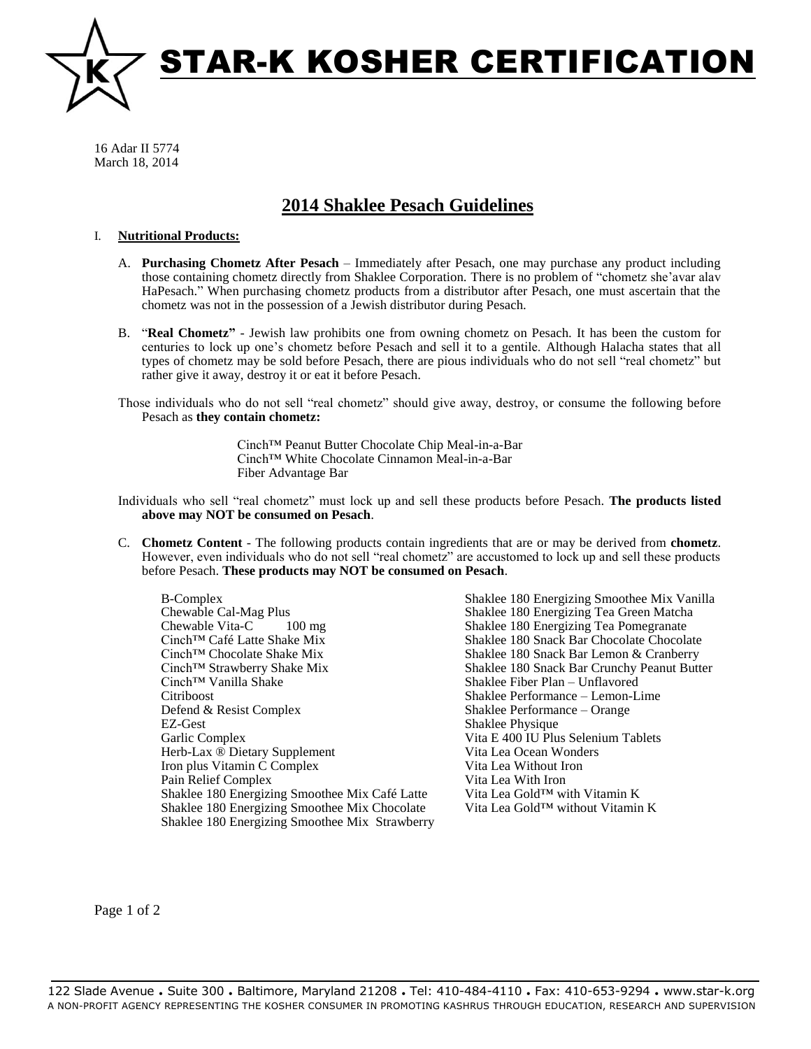# STAR-K KOSHER CERTIFICATION

16 Adar II 5774
March 18, 2014

## 2014 Shaklee Pesach Guidelines

### I. Nutritional Products:

A. **Purchasing Chometz After Pesach** – Immediately after Pesach, one may purchase any product including those containing chometz directly from Shaklee Corporation. There is no problem of "chometz she'avar alav HaPesach." When purchasing chometz products from a distributor after Pesach, one must ascertain that the chometz was not in the possession of a Jewish distributor during Pesach.

B. "**Real Chometz"** - Jewish law prohibits one from owning chometz on Pesach. It has been the custom for centuries to lock up one's chometz before Pesach and sell it to a gentile. Although Halacha states that all types of chometz may be sold before Pesach, there are pious individuals who do not sell "real chometz" but rather give it away, destroy it or eat it before Pesach.

Those individuals who do not sell "real chometz" should give away, destroy, or consume the following before Pesach as **they contain chometz:**

- Cinch™ Peanut Butter Chocolate Chip Meal-in-a-Bar
- Cinch™ White Chocolate Cinnamon Meal-in-a-Bar
- Fiber Advantage Bar

Individuals who sell "real chometz" must lock up and sell these products before Pesach. **The products listed above may NOT be consumed on Pesach**.

C. **Chometz Content** - The following products contain ingredients that are or may be derived from **chometz**. However, even individuals who do not sell "real chometz" are accustomed to lock up and sell these products before Pesach. **These products may NOT be consumed on Pesach**.

- B-Complex
- Chewable Cal-Mag Plus
- Chewable Vita-C 100 mg
- Cinch™ Café Latte Shake Mix
- Cinch™ Chocolate Shake Mix
- Cinch™ Strawberry Shake Mix
- Cinch™ Vanilla Shake
- Citriboost
- Defend & Resist Complex
- EZ-Gest
- Garlic Complex
- Herb-Lax ® Dietary Supplement
- Iron plus Vitamin C Complex
- Pain Relief Complex
- Shaklee 180 Energizing Smoothee Mix Café Latte
- Shaklee 180 Energizing Smoothee Mix Chocolate
- Shaklee 180 Energizing Smoothee Mix Strawberry
- Shaklee 180 Energizing Smoothee Mix Vanilla
- Shaklee 180 Energizing Tea Green Matcha
- Shaklee 180 Energizing Tea Pomegranate
- Shaklee 180 Snack Bar Chocolate Chocolate
- Shaklee 180 Snack Bar Lemon & Cranberry
- Shaklee 180 Snack Bar Crunchy Peanut Butter
- Shaklee Fiber Plan – Unflavored
- Shaklee Performance – Lemon-Lime
- Shaklee Performance – Orange
- Shaklee Physique
- Vita E 400 IU Plus Selenium Tablets
- Vita Lea Ocean Wonders
- Vita Lea Without Iron
- Vita Lea With Iron
- Vita Lea Gold™ with Vitamin K
- Vita Lea Gold™ without Vitamin K

122 Slade Avenue . Suite 300 . Baltimore, Maryland 21208 . Tel: 410-484-4110 . Fax: 410-653-9294 . www.star-k.org
A NON-PROFIT AGENCY REPRESENTING THE KOSHER CONSUMER IN PROMOTING KASHRUS THROUGH EDUCATION, RESEARCH AND SUPERVISION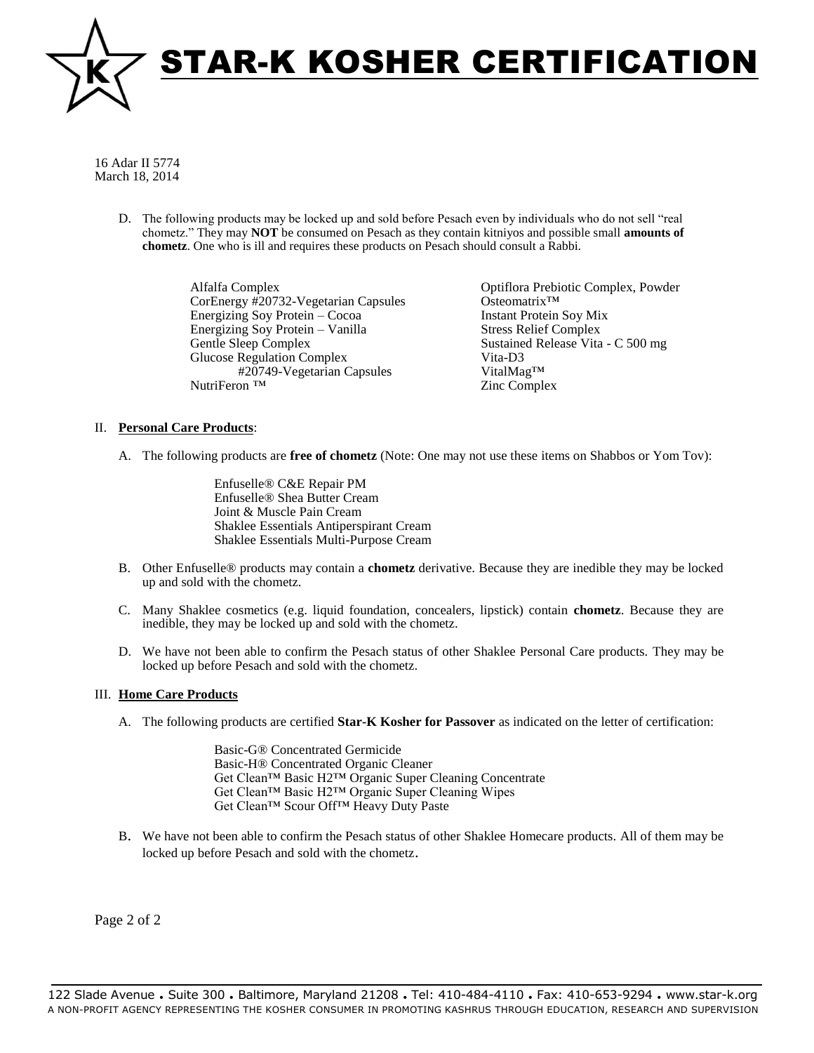# STAR-K KOSHER CERTIFICATION

16 Adar II 5774
March 18, 2014

D. The following products may be locked up and sold before Pesach even by individuals who do not sell "real chometz." They may **NOT** be consumed on Pesach as they contain kitniyos and possible small **amounts of chometz**. One who is ill and requires these products on Pesach should consult a Rabbi.

- Alfalfa Complex
- CorEnergy #20732-Vegetarian Capsules
- Energizing Soy Protein – Cocoa
- Energizing Soy Protein – Vanilla
- Gentle Sleep Complex
- Glucose Regulation Complex #20749-Vegetarian Capsules
- NutriFeron ™
- Optiflora Prebiotic Complex, Powder
- Osteomatrix™
- Instant Protein Soy Mix
- Stress Relief Complex
- Sustained Release Vita - C 500 mg
- Vita-D3
- VitalMag™
- Zinc Complex

## II. Personal Care Products:

A. The following products are **free of chometz** (Note: One may not use these items on Shabbos or Yom Tov):

- Enfuselle® C&E Repair PM
- Enfuselle® Shea Butter Cream
- Joint & Muscle Pain Cream
- Shaklee Essentials Antiperspirant Cream
- Shaklee Essentials Multi-Purpose Cream

B. Other Enfuselle® products may contain a **chometz** derivative. Because they are inedible they may be locked up and sold with the chometz.

C. Many Shaklee cosmetics (e.g. liquid foundation, concealers, lipstick) contain **chometz**. Because they are inedible, they may be locked up and sold with the chometz.

D. We have not been able to confirm the Pesach status of other Shaklee Personal Care products. They may be locked up before Pesach and sold with the chometz.

## III. Home Care Products

A. The following products are certified **Star-K Kosher for Passover** as indicated on the letter of certification:

- Basic-G® Concentrated Germicide
- Basic-H® Concentrated Organic Cleaner
- Get Clean™ Basic H2™ Organic Super Cleaning Concentrate
- Get Clean™ Basic H2™ Organic Super Cleaning Wipes
- Get Clean™ Scour Off™ Heavy Duty Paste

B. We have not been able to confirm the Pesach status of other Shaklee Homecare products. All of them may be locked up before Pesach and sold with the chometz.

122 Slade Avenue • Suite 300 • Baltimore, Maryland 21208 • Tel: 410-484-4110 • Fax: 410-653-9294 • www.star-k.org
A NON-PROFIT AGENCY REPRESENTING THE KOSHER CONSUMER IN PROMOTING KASHRUS THROUGH EDUCATION, RESEARCH AND SUPERVISION